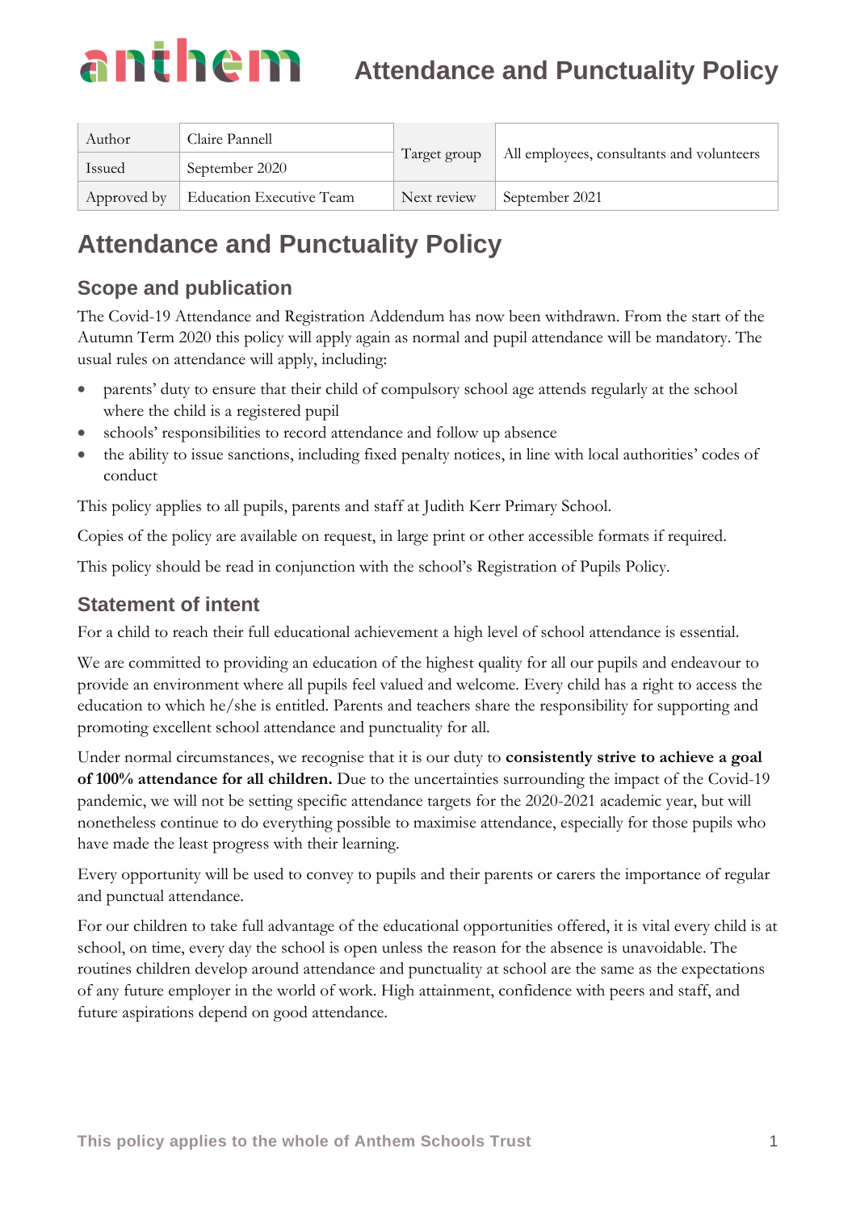# Attendance and Punctuality Policy

| Author | Claire Pannell | Target group | All employees, consultants and volunteers |
|---|---|---|---|
| Issued | September 2020 | | |
| Approved by | Education Executive Team | Next review | September 2021 |

# Attendance and Punctuality Policy

## Scope and publication

The Covid-19 Attendance and Registration Addendum has now been withdrawn. From the start of the Autumn Term 2020 this policy will apply again as normal and pupil attendance will be mandatory. The usual rules on attendance will apply, including:

- parents' duty to ensure that their child of compulsory school age attends regularly at the school where the child is a registered pupil
- schools' responsibilities to record attendance and follow up absence
- the ability to issue sanctions, including fixed penalty notices, in line with local authorities' codes of conduct

This policy applies to all pupils, parents and staff at Judith Kerr Primary School.

Copies of the policy are available on request, in large print or other accessible formats if required.

This policy should be read in conjunction with the school's Registration of Pupils Policy.

## Statement of intent

For a child to reach their full educational achievement a high level of school attendance is essential.

We are committed to providing an education of the highest quality for all our pupils and endeavour to provide an environment where all pupils feel valued and welcome. Every child has a right to access the education to which he/she is entitled. Parents and teachers share the responsibility for supporting and promoting excellent school attendance and punctuality for all.

Under normal circumstances, we recognise that it is our duty to **consistently strive to achieve a goal of 100% attendance for all children.** Due to the uncertainties surrounding the impact of the Covid-19 pandemic, we will not be setting specific attendance targets for the 2020-2021 academic year, but will nonetheless continue to do everything possible to maximise attendance, especially for those pupils who have made the least progress with their learning.

Every opportunity will be used to convey to pupils and their parents or carers the importance of regular and punctual attendance.

For our children to take full advantage of the educational opportunities offered, it is vital every child is at school, on time, every day the school is open unless the reason for the absence is unavoidable. The routines children develop around attendance and punctuality at school are the same as the expectations of any future employer in the world of work. High attainment, confidence with peers and staff, and future aspirations depend on good attendance.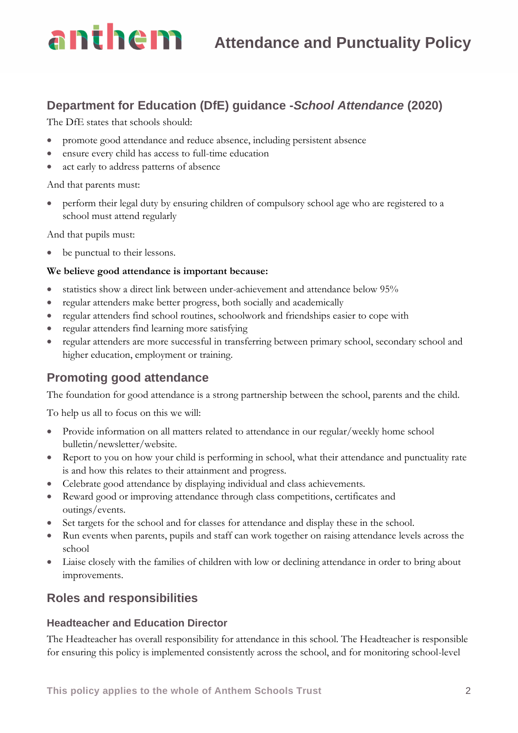## Department for Education (DfE) guidance -*School Attendance* (2020)

The DfE states that schools should:

- promote good attendance and reduce absence, including persistent absence
- ensure every child has access to full-time education
- act early to address patterns of absence

And that parents must:

- perform their legal duty by ensuring children of compulsory school age who are registered to a school must attend regularly

And that pupils must:

- be punctual to their lessons.

**We believe good attendance is important because:**

- statistics show a direct link between under-achievement and attendance below 95%
- regular attenders make better progress, both socially and academically
- regular attenders find school routines, schoolwork and friendships easier to cope with
- regular attenders find learning more satisfying
- regular attenders are more successful in transferring between primary school, secondary school and higher education, employment or training.

## Promoting good attendance

The foundation for good attendance is a strong partnership between the school, parents and the child.

To help us all to focus on this we will:

- Provide information on all matters related to attendance in our regular/weekly home school bulletin/newsletter/website.
- Report to you on how your child is performing in school, what their attendance and punctuality rate is and how this relates to their attainment and progress.
- Celebrate good attendance by displaying individual and class achievements.
- Reward good or improving attendance through class competitions, certificates and outings/events.
- Set targets for the school and for classes for attendance and display these in the school.
- Run events when parents, pupils and staff can work together on raising attendance levels across the school
- Liaise closely with the families of children with low or declining attendance in order to bring about improvements.

## Roles and responsibilities

### Headteacher and Education Director

The Headteacher has overall responsibility for attendance in this school. The Headteacher is responsible for ensuring this policy is implemented consistently across the school, and for monitoring school-level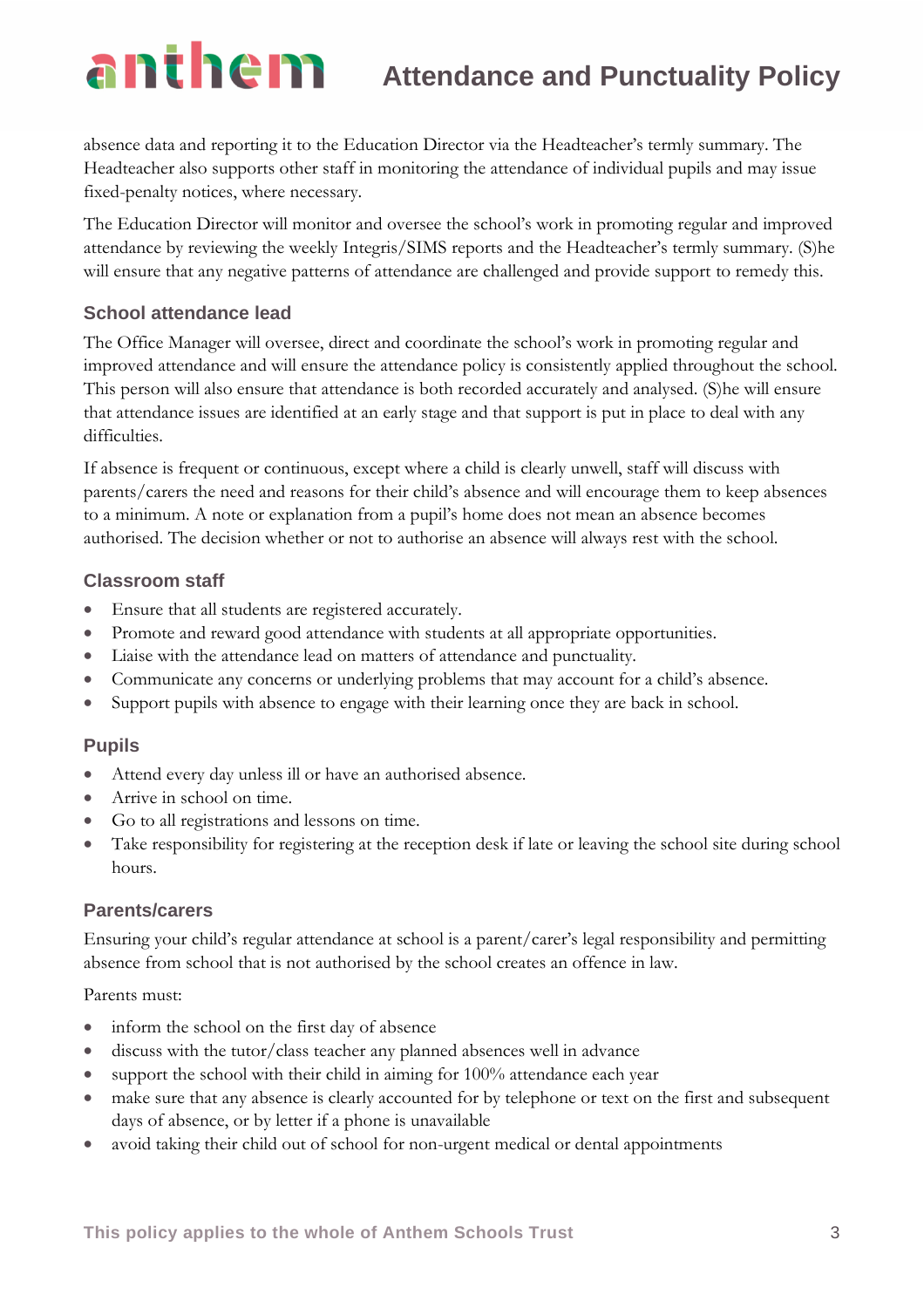absence data and reporting it to the Education Director via the Headteacher's termly summary. The Headteacher also supports other staff in monitoring the attendance of individual pupils and may issue fixed-penalty notices, where necessary.

The Education Director will monitor and oversee the school's work in promoting regular and improved attendance by reviewing the weekly Integris/SIMS reports and the Headteacher's termly summary. (S)he will ensure that any negative patterns of attendance are challenged and provide support to remedy this.

### School attendance lead

The Office Manager will oversee, direct and coordinate the school's work in promoting regular and improved attendance and will ensure the attendance policy is consistently applied throughout the school. This person will also ensure that attendance is both recorded accurately and analysed. (S)he will ensure that attendance issues are identified at an early stage and that support is put in place to deal with any difficulties.

If absence is frequent or continuous, except where a child is clearly unwell, staff will discuss with parents/carers the need and reasons for their child's absence and will encourage them to keep absences to a minimum. A note or explanation from a pupil's home does not mean an absence becomes authorised. The decision whether or not to authorise an absence will always rest with the school.

### Classroom staff

- Ensure that all students are registered accurately.
- Promote and reward good attendance with students at all appropriate opportunities.
- Liaise with the attendance lead on matters of attendance and punctuality.
- Communicate any concerns or underlying problems that may account for a child's absence.
- Support pupils with absence to engage with their learning once they are back in school.

### Pupils

- Attend every day unless ill or have an authorised absence.
- Arrive in school on time.
- Go to all registrations and lessons on time.
- Take responsibility for registering at the reception desk if late or leaving the school site during school hours.

### Parents/carers

Ensuring your child's regular attendance at school is a parent/carer's legal responsibility and permitting absence from school that is not authorised by the school creates an offence in law.

Parents must:

- inform the school on the first day of absence
- discuss with the tutor/class teacher any planned absences well in advance
- support the school with their child in aiming for 100% attendance each year
- make sure that any absence is clearly accounted for by telephone or text on the first and subsequent days of absence, or by letter if a phone is unavailable
- avoid taking their child out of school for non-urgent medical or dental appointments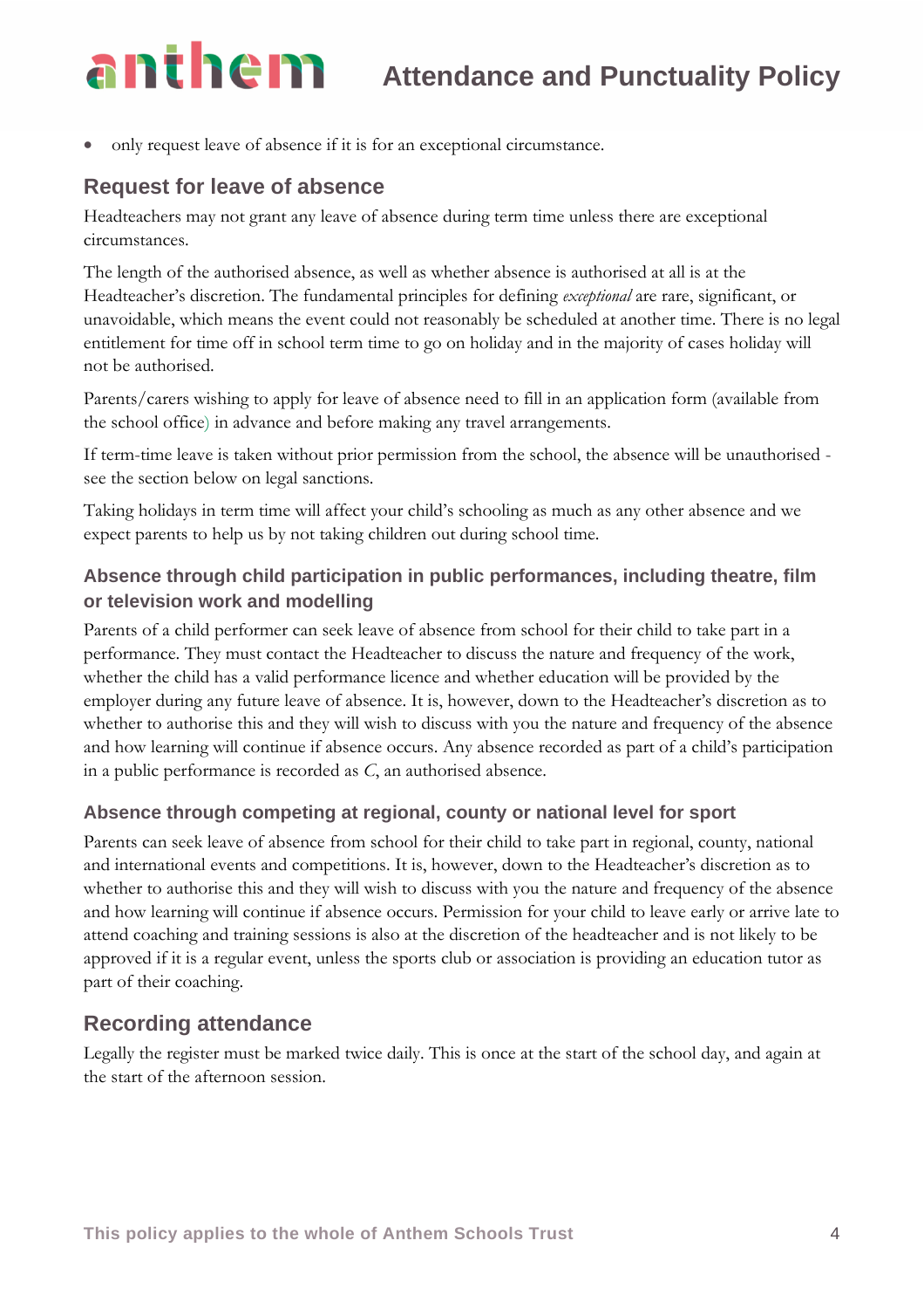- only request leave of absence if it is for an exceptional circumstance.

## Request for leave of absence

Headteachers may not grant any leave of absence during term time unless there are exceptional circumstances.

The length of the authorised absence, as well as whether absence is authorised at all is at the Headteacher's discretion. The fundamental principles for defining *exceptional* are rare, significant, or unavoidable, which means the event could not reasonably be scheduled at another time. There is no legal entitlement for time off in school term time to go on holiday and in the majority of cases holiday will not be authorised.

Parents/carers wishing to apply for leave of absence need to fill in an application form (available from the school office) in advance and before making any travel arrangements.

If term-time leave is taken without prior permission from the school, the absence will be unauthorised - see the section below on legal sanctions.

Taking holidays in term time will affect your child's schooling as much as any other absence and we expect parents to help us by not taking children out during school time.

### Absence through child participation in public performances, including theatre, film or television work and modelling

Parents of a child performer can seek leave of absence from school for their child to take part in a performance. They must contact the Headteacher to discuss the nature and frequency of the work, whether the child has a valid performance licence and whether education will be provided by the employer during any future leave of absence. It is, however, down to the Headteacher's discretion as to whether to authorise this and they will wish to discuss with you the nature and frequency of the absence and how learning will continue if absence occurs. Any absence recorded as part of a child's participation in a public performance is recorded as *C*, an authorised absence.

### Absence through competing at regional, county or national level for sport

Parents can seek leave of absence from school for their child to take part in regional, county, national and international events and competitions. It is, however, down to the Headteacher's discretion as to whether to authorise this and they will wish to discuss with you the nature and frequency of the absence and how learning will continue if absence occurs. Permission for your child to leave early or arrive late to attend coaching and training sessions is also at the discretion of the headteacher and is not likely to be approved if it is a regular event, unless the sports club or association is providing an education tutor as part of their coaching.

## Recording attendance

Legally the register must be marked twice daily. This is once at the start of the school day, and again at the start of the afternoon session.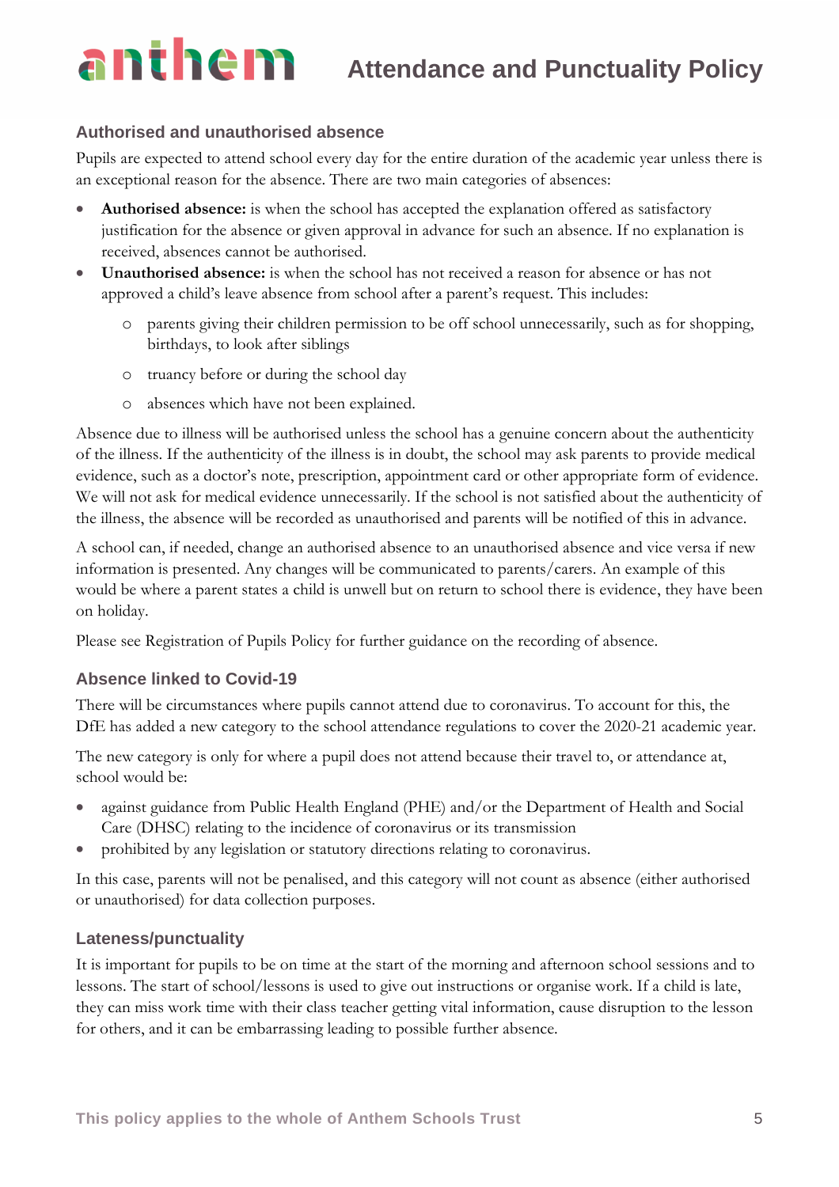### Authorised and unauthorised absence

Pupils are expected to attend school every day for the entire duration of the academic year unless there is an exceptional reason for the absence. There are two main categories of absences:

- **Authorised absence:** is when the school has accepted the explanation offered as satisfactory justification for the absence or given approval in advance for such an absence. If no explanation is received, absences cannot be authorised.
- **Unauthorised absence:** is when the school has not received a reason for absence or has not approved a child's leave absence from school after a parent's request. This includes:
  - parents giving their children permission to be off school unnecessarily, such as for shopping, birthdays, to look after siblings
  - truancy before or during the school day
  - absences which have not been explained.

Absence due to illness will be authorised unless the school has a genuine concern about the authenticity of the illness. If the authenticity of the illness is in doubt, the school may ask parents to provide medical evidence, such as a doctor's note, prescription, appointment card or other appropriate form of evidence. We will not ask for medical evidence unnecessarily. If the school is not satisfied about the authenticity of the illness, the absence will be recorded as unauthorised and parents will be notified of this in advance.

A school can, if needed, change an authorised absence to an unauthorised absence and vice versa if new information is presented. Any changes will be communicated to parents/carers. An example of this would be where a parent states a child is unwell but on return to school there is evidence, they have been on holiday.

Please see Registration of Pupils Policy for further guidance on the recording of absence.

### Absence linked to Covid-19

There will be circumstances where pupils cannot attend due to coronavirus. To account for this, the DfE has added a new category to the school attendance regulations to cover the 2020-21 academic year.

The new category is only for where a pupil does not attend because their travel to, or attendance at, school would be:

- against guidance from Public Health England (PHE) and/or the Department of Health and Social Care (DHSC) relating to the incidence of coronavirus or its transmission
- prohibited by any legislation or statutory directions relating to coronavirus.

In this case, parents will not be penalised, and this category will not count as absence (either authorised or unauthorised) for data collection purposes.

### Lateness/punctuality

It is important for pupils to be on time at the start of the morning and afternoon school sessions and to lessons. The start of school/lessons is used to give out instructions or organise work. If a child is late, they can miss work time with their class teacher getting vital information, cause disruption to the lesson for others, and it can be embarrassing leading to possible further absence.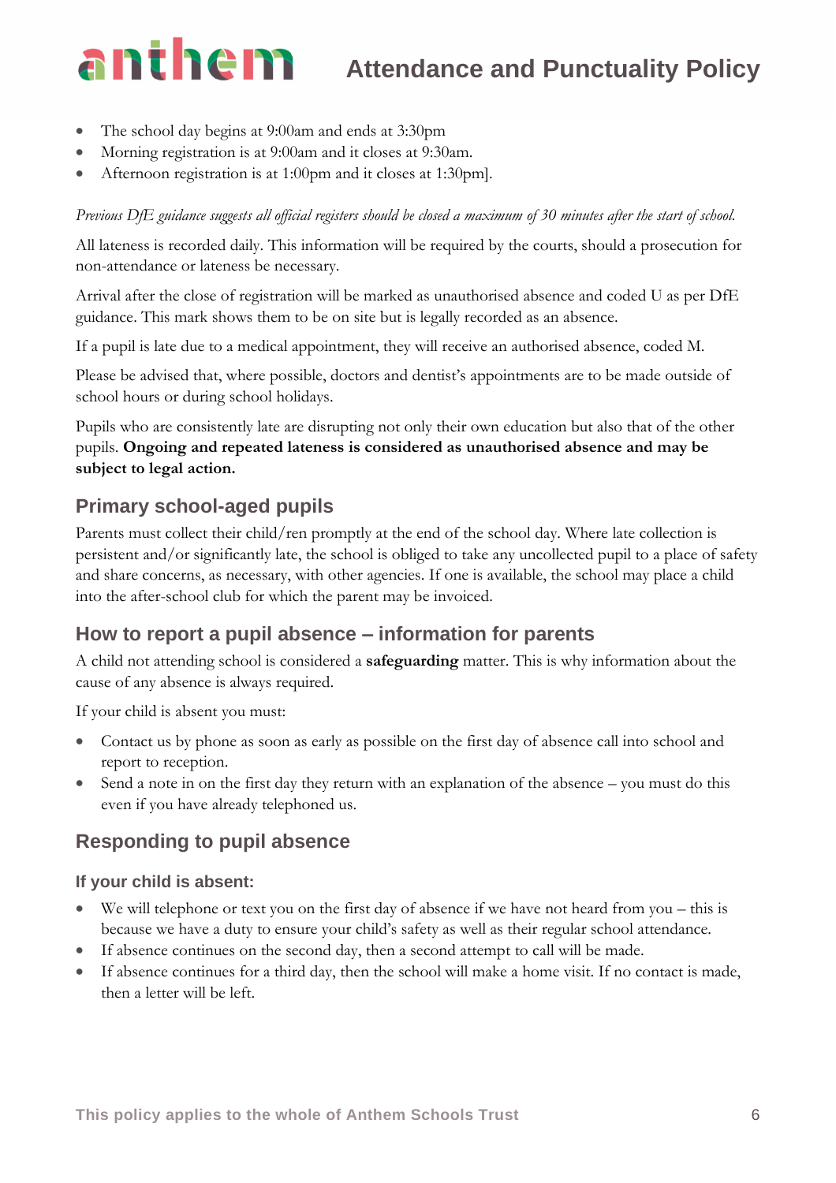- The school day begins at 9:00am and ends at 3:30pm
- Morning registration is at 9:00am and it closes at 9:30am.
- Afternoon registration is at 1:00pm and it closes at 1:30pm].

*Previous DfE guidance suggests all official registers should be closed a maximum of 30 minutes after the start of school.*

All lateness is recorded daily. This information will be required by the courts, should a prosecution for non-attendance or lateness be necessary.

Arrival after the close of registration will be marked as unauthorised absence and coded U as per DfE guidance. This mark shows them to be on site but is legally recorded as an absence.

If a pupil is late due to a medical appointment, they will receive an authorised absence, coded M.

Please be advised that, where possible, doctors and dentist's appointments are to be made outside of school hours or during school holidays.

Pupils who are consistently late are disrupting not only their own education but also that of the other pupils. **Ongoing and repeated lateness is considered as unauthorised absence and may be subject to legal action.**

## Primary school-aged pupils

Parents must collect their child/ren promptly at the end of the school day. Where late collection is persistent and/or significantly late, the school is obliged to take any uncollected pupil to a place of safety and share concerns, as necessary, with other agencies. If one is available, the school may place a child into the after-school club for which the parent may be invoiced.

## How to report a pupil absence – information for parents

A child not attending school is considered a **safeguarding** matter. This is why information about the cause of any absence is always required.

If your child is absent you must:

- Contact us by phone as soon as early as possible on the first day of absence call into school and report to reception.
- Send a note in on the first day they return with an explanation of the absence – you must do this even if you have already telephoned us.

## Responding to pupil absence

### If your child is absent:

- We will telephone or text you on the first day of absence if we have not heard from you – this is because we have a duty to ensure your child's safety as well as their regular school attendance.
- If absence continues on the second day, then a second attempt to call will be made.
- If absence continues for a third day, then the school will make a home visit. If no contact is made, then a letter will be left.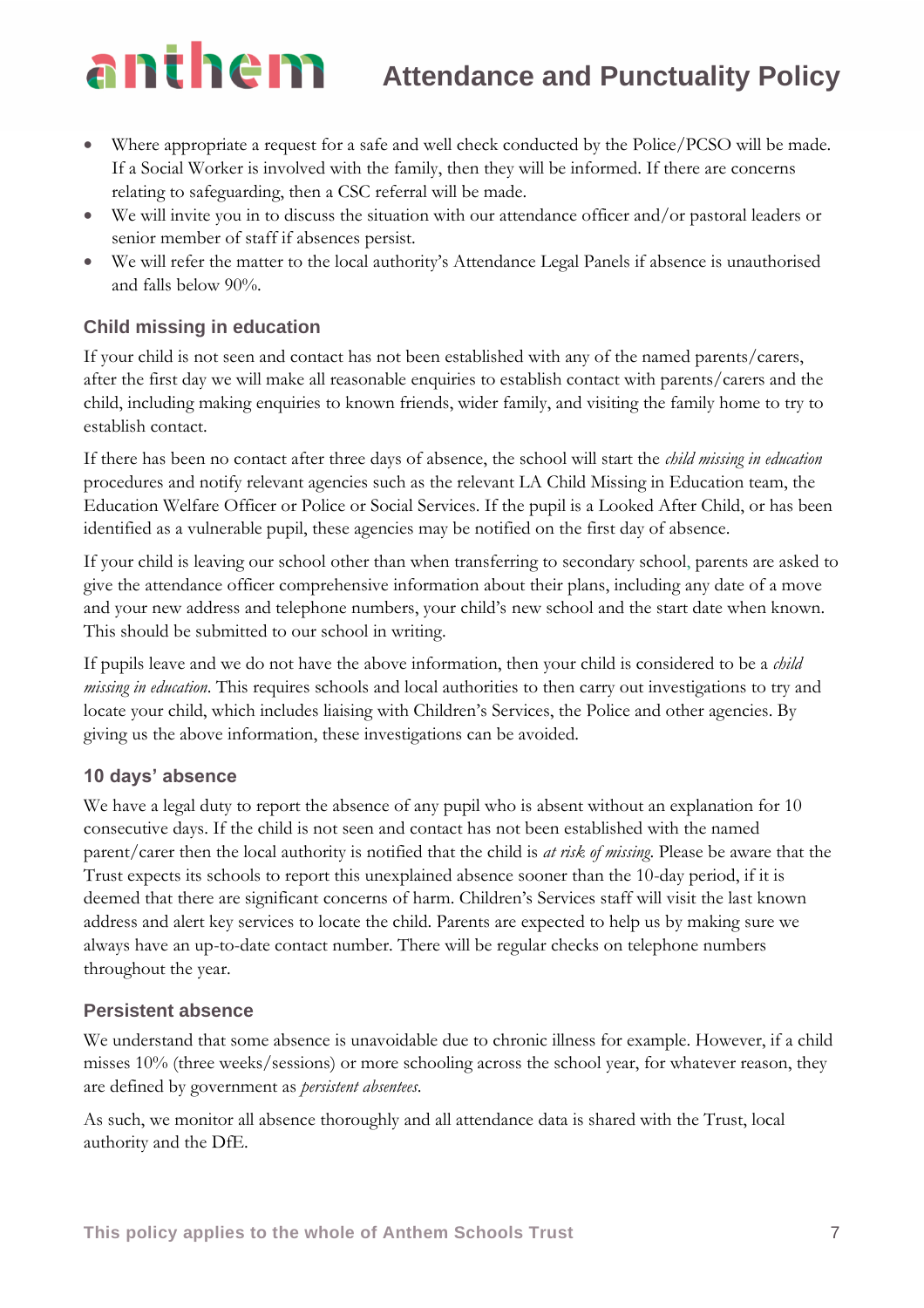- Where appropriate a request for a safe and well check conducted by the Police/PCSO will be made. If a Social Worker is involved with the family, then they will be informed. If there are concerns relating to safeguarding, then a CSC referral will be made.
- We will invite you in to discuss the situation with our attendance officer and/or pastoral leaders or senior member of staff if absences persist.
- We will refer the matter to the local authority's Attendance Legal Panels if absence is unauthorised and falls below 90%.

### Child missing in education

If your child is not seen and contact has not been established with any of the named parents/carers, after the first day we will make all reasonable enquiries to establish contact with parents/carers and the child, including making enquiries to known friends, wider family, and visiting the family home to try to establish contact.

If there has been no contact after three days of absence, the school will start the *child missing in education* procedures and notify relevant agencies such as the relevant LA Child Missing in Education team, the Education Welfare Officer or Police or Social Services. If the pupil is a Looked After Child, or has been identified as a vulnerable pupil, these agencies may be notified on the first day of absence.

If your child is leaving our school other than when transferring to secondary school, parents are asked to give the attendance officer comprehensive information about their plans, including any date of a move and your new address and telephone numbers, your child's new school and the start date when known. This should be submitted to our school in writing.

If pupils leave and we do not have the above information, then your child is considered to be a *child missing in education*. This requires schools and local authorities to then carry out investigations to try and locate your child, which includes liaising with Children's Services, the Police and other agencies. By giving us the above information, these investigations can be avoided.

### 10 days' absence

We have a legal duty to report the absence of any pupil who is absent without an explanation for 10 consecutive days. If the child is not seen and contact has not been established with the named parent/carer then the local authority is notified that the child is *at risk of missing*. Please be aware that the Trust expects its schools to report this unexplained absence sooner than the 10-day period, if it is deemed that there are significant concerns of harm. Children's Services staff will visit the last known address and alert key services to locate the child. Parents are expected to help us by making sure we always have an up-to-date contact number. There will be regular checks on telephone numbers throughout the year.

### Persistent absence

We understand that some absence is unavoidable due to chronic illness for example. However, if a child misses 10% (three weeks/sessions) or more schooling across the school year, for whatever reason, they are defined by government as *persistent absentees*.

As such, we monitor all absence thoroughly and all attendance data is shared with the Trust, local authority and the DfE.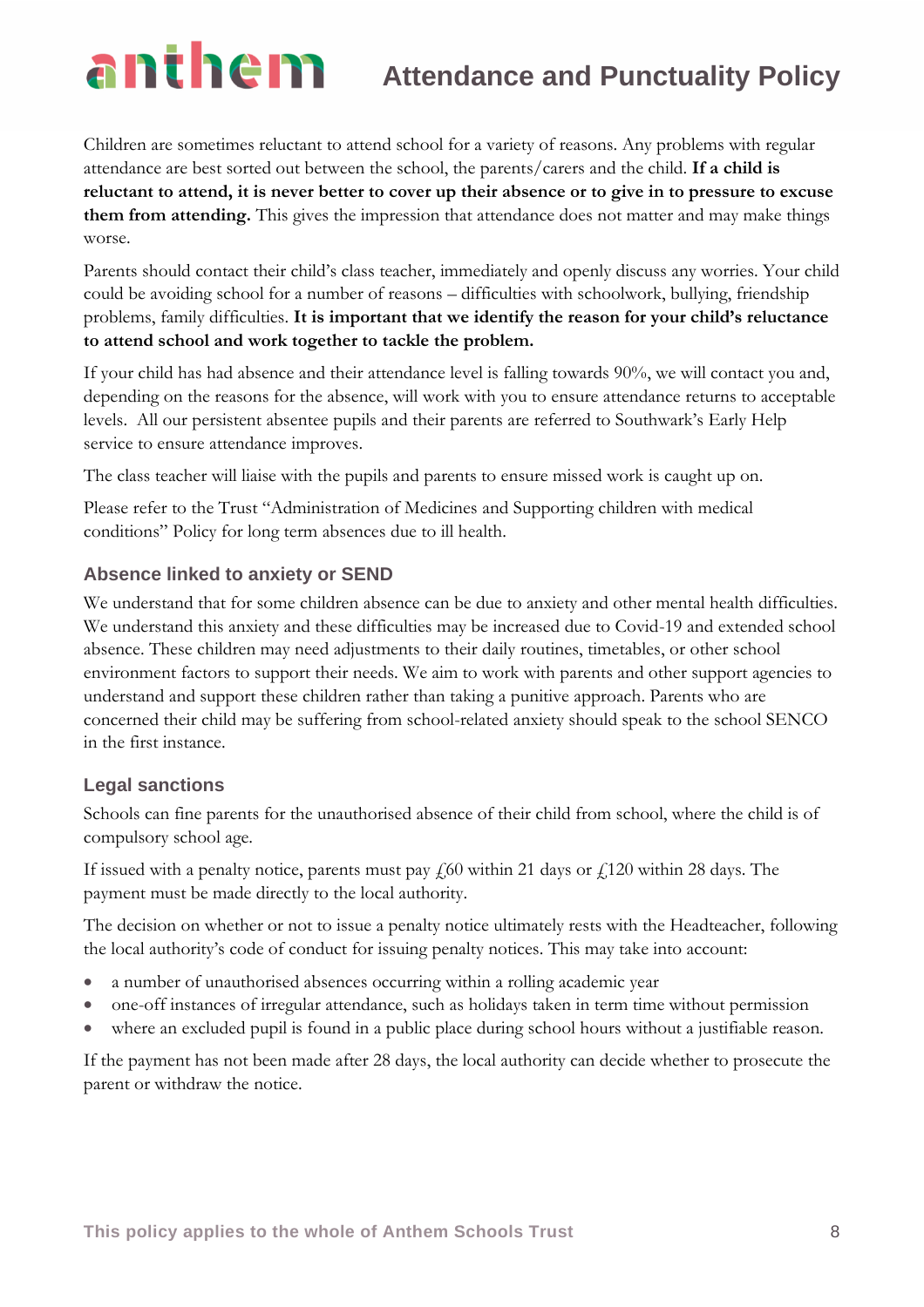Children are sometimes reluctant to attend school for a variety of reasons. Any problems with regular attendance are best sorted out between the school, the parents/carers and the child. **If a child is reluctant to attend, it is never better to cover up their absence or to give in to pressure to excuse them from attending.** This gives the impression that attendance does not matter and may make things worse.

Parents should contact their child's class teacher, immediately and openly discuss any worries. Your child could be avoiding school for a number of reasons – difficulties with schoolwork, bullying, friendship problems, family difficulties. **It is important that we identify the reason for your child's reluctance to attend school and work together to tackle the problem.**

If your child has had absence and their attendance level is falling towards 90%, we will contact you and, depending on the reasons for the absence, will work with you to ensure attendance returns to acceptable levels. All our persistent absentee pupils and their parents are referred to Southwark's Early Help service to ensure attendance improves.

The class teacher will liaise with the pupils and parents to ensure missed work is caught up on.

Please refer to the Trust "Administration of Medicines and Supporting children with medical conditions" Policy for long term absences due to ill health.

### Absence linked to anxiety or SEND

We understand that for some children absence can be due to anxiety and other mental health difficulties. We understand this anxiety and these difficulties may be increased due to Covid-19 and extended school absence. These children may need adjustments to their daily routines, timetables, or other school environment factors to support their needs. We aim to work with parents and other support agencies to understand and support these children rather than taking a punitive approach. Parents who are concerned their child may be suffering from school-related anxiety should speak to the school SENCO in the first instance.

### Legal sanctions

Schools can fine parents for the unauthorised absence of their child from school, where the child is of compulsory school age.

If issued with a penalty notice, parents must pay £60 within 21 days or £120 within 28 days. The payment must be made directly to the local authority.

The decision on whether or not to issue a penalty notice ultimately rests with the Headteacher, following the local authority's code of conduct for issuing penalty notices. This may take into account:

- a number of unauthorised absences occurring within a rolling academic year
- one-off instances of irregular attendance, such as holidays taken in term time without permission
- where an excluded pupil is found in a public place during school hours without a justifiable reason.

If the payment has not been made after 28 days, the local authority can decide whether to prosecute the parent or withdraw the notice.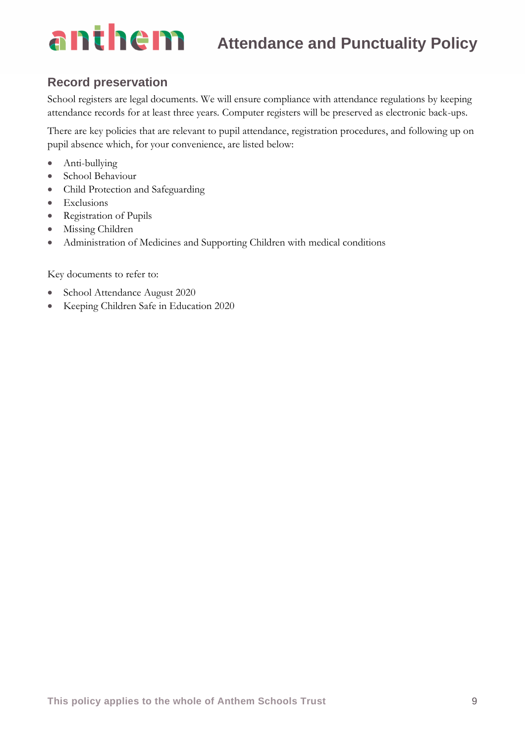## Record preservation

School registers are legal documents. We will ensure compliance with attendance regulations by keeping attendance records for at least three years. Computer registers will be preserved as electronic back-ups.

There are key policies that are relevant to pupil attendance, registration procedures, and following up on pupil absence which, for your convenience, are listed below:

- Anti-bullying
- School Behaviour
- Child Protection and Safeguarding
- Exclusions
- Registration of Pupils
- Missing Children
- Administration of Medicines and Supporting Children with medical conditions

Key documents to refer to:

- School Attendance August 2020
- Keeping Children Safe in Education 2020